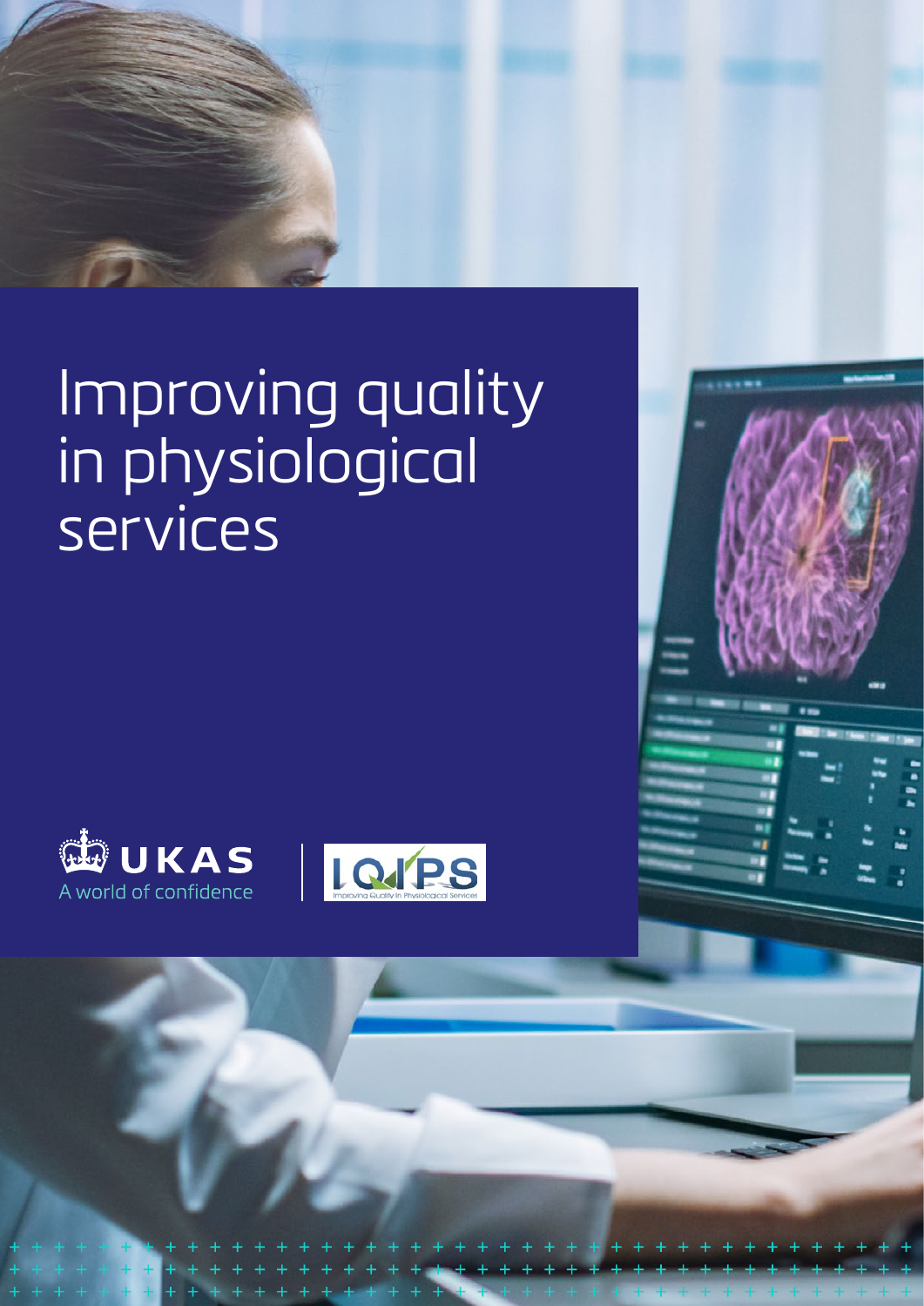# Improving quality in physiological services

UKAS
A world of confidence

IQIPS
Improving Quality in Physiological Services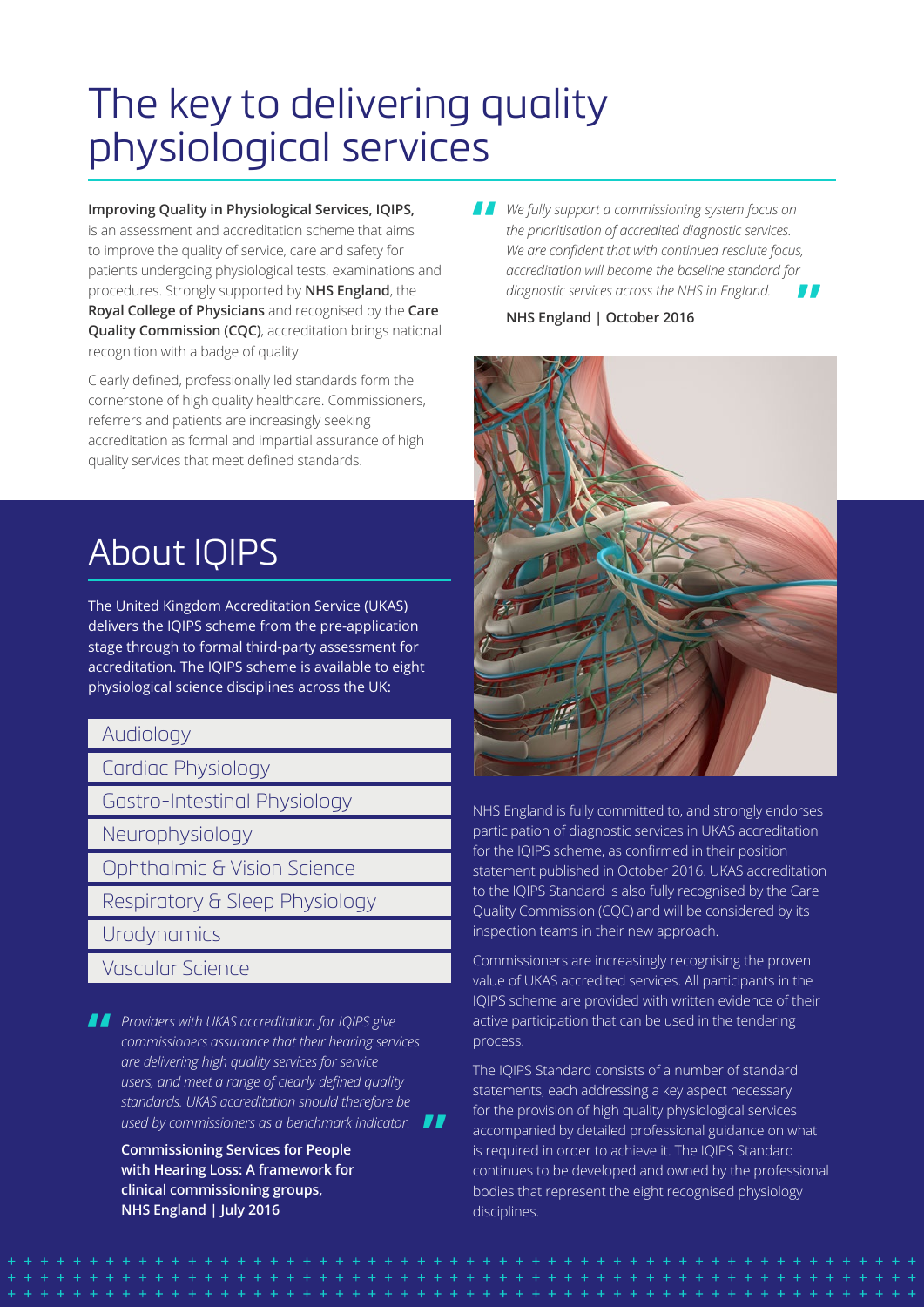# The key to delivering quality physiological services

**Improving Quality in Physiological Services, IQIPS,** is an assessment and accreditation scheme that aims to improve the quality of service, care and safety for patients undergoing physiological tests, examinations and procedures. Strongly supported by **NHS England**, the **Royal College of Physicians** and recognised by the **Care Quality Commission (CQC)**, accreditation brings national recognition with a badge of quality.

Clearly defined, professionally led standards form the cornerstone of high quality healthcare. Commissioners, referrers and patients are increasingly seeking accreditation as formal and impartial assurance of high quality services that meet defined standards.

> *We fully support a commissioning system focus on the prioritisation of accredited diagnostic services. We are confident that with continued resolute focus, accreditation will become the baseline standard for diagnostic services across the NHS in England.*
>
> **NHS England | October 2016**

## About IQIPS

The United Kingdom Accreditation Service (UKAS) delivers the IQIPS scheme from the pre-application stage through to formal third-party assessment for accreditation. The IQIPS scheme is available to eight physiological science disciplines across the UK:

- Audiology
- Cardiac Physiology
- Gastro-Intestinal Physiology
- Neurophysiology
- Ophthalmic & Vision Science
- Respiratory & Sleep Physiology
- Urodynamics
- Vascular Science

> *Providers with UKAS accreditation for IQIPS give commissioners assurance that their hearing services are delivering high quality services for service users, and meet a range of clearly defined quality standards. UKAS accreditation should therefore be used by commissioners as a benchmark indicator.*
>
> **Commissioning Services for People with Hearing Loss: A framework for clinical commissioning groups, NHS England | July 2016**

NHS England is fully committed to, and strongly endorses participation of diagnostic services in UKAS accreditation for the IQIPS scheme, as confirmed in their position statement published in October 2016. UKAS accreditation to the IQIPS Standard is also fully recognised by the Care Quality Commission (CQC) and will be considered by its inspection teams in their new approach.

Commissioners are increasingly recognising the proven value of UKAS accredited services. All participants in the IQIPS scheme are provided with written evidence of their active participation that can be used in the tendering process.

The IQIPS Standard consists of a number of standard statements, each addressing a key aspect necessary for the provision of high quality physiological services accompanied by detailed professional guidance on what is required in order to achieve it. The IQIPS Standard continues to be developed and owned by the professional bodies that represent the eight recognised physiology disciplines.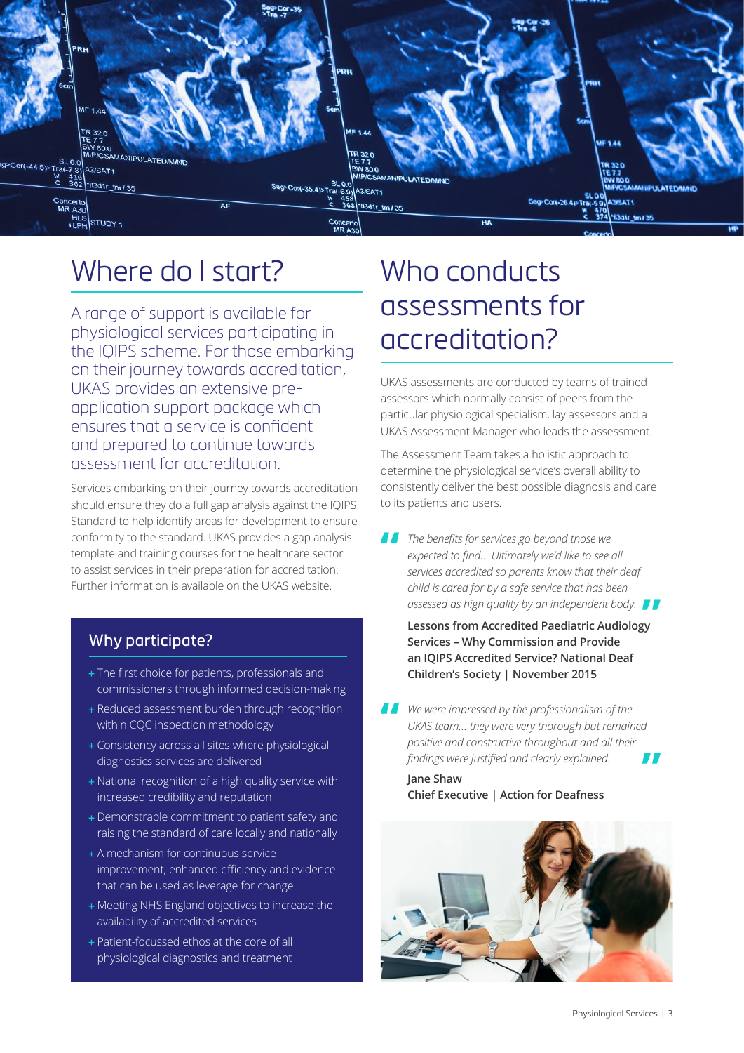# Where do I start?

A range of support is available for physiological services participating in the IQIPS scheme. For those embarking on their journey towards accreditation, UKAS provides an extensive pre-application support package which ensures that a service is confident and prepared to continue towards assessment for accreditation.

Services embarking on their journey towards accreditation should ensure they do a full gap analysis against the IQIPS Standard to help identify areas for development to ensure conformity to the standard. UKAS provides a gap analysis template and training courses for the healthcare sector to assist services in their preparation for accreditation. Further information is available on the UKAS website.

## Why participate?

+ The first choice for patients, professionals and commissioners through informed decision-making
+ Reduced assessment burden through recognition within CQC inspection methodology
+ Consistency across all sites where physiological diagnostics services are delivered
+ National recognition of a high quality service with increased credibility and reputation
+ Demonstrable commitment to patient safety and raising the standard of care locally and nationally
+ A mechanism for continuous service improvement, enhanced efficiency and evidence that can be used as leverage for change
+ Meeting NHS England objectives to increase the availability of accredited services
+ Patient-focussed ethos at the core of all physiological diagnostics and treatment

# Who conducts assessments for accreditation?

UKAS assessments are conducted by teams of trained assessors which normally consist of peers from the particular physiological specialism, lay assessors and a UKAS Assessment Manager who leads the assessment.

The Assessment Team takes a holistic approach to determine the physiological service's overall ability to consistently deliver the best possible diagnosis and care to its patients and users.

> *The benefits for services go beyond those we expected to find... Ultimately we'd like to see all services accredited so parents know that their deaf child is cared for by a safe service that has been assessed as high quality by an independent body.*
>
> **Lessons from Accredited Paediatric Audiology Services – Why Commission and Provide an IQIPS Accredited Service? National Deaf Children's Society | November 2015**

> *We were impressed by the professionalism of the UKAS team... they were very thorough but remained positive and constructive throughout and all their findings were justified and clearly explained.*
>
> **Jane Shaw**
> **Chief Executive | Action for Deafness**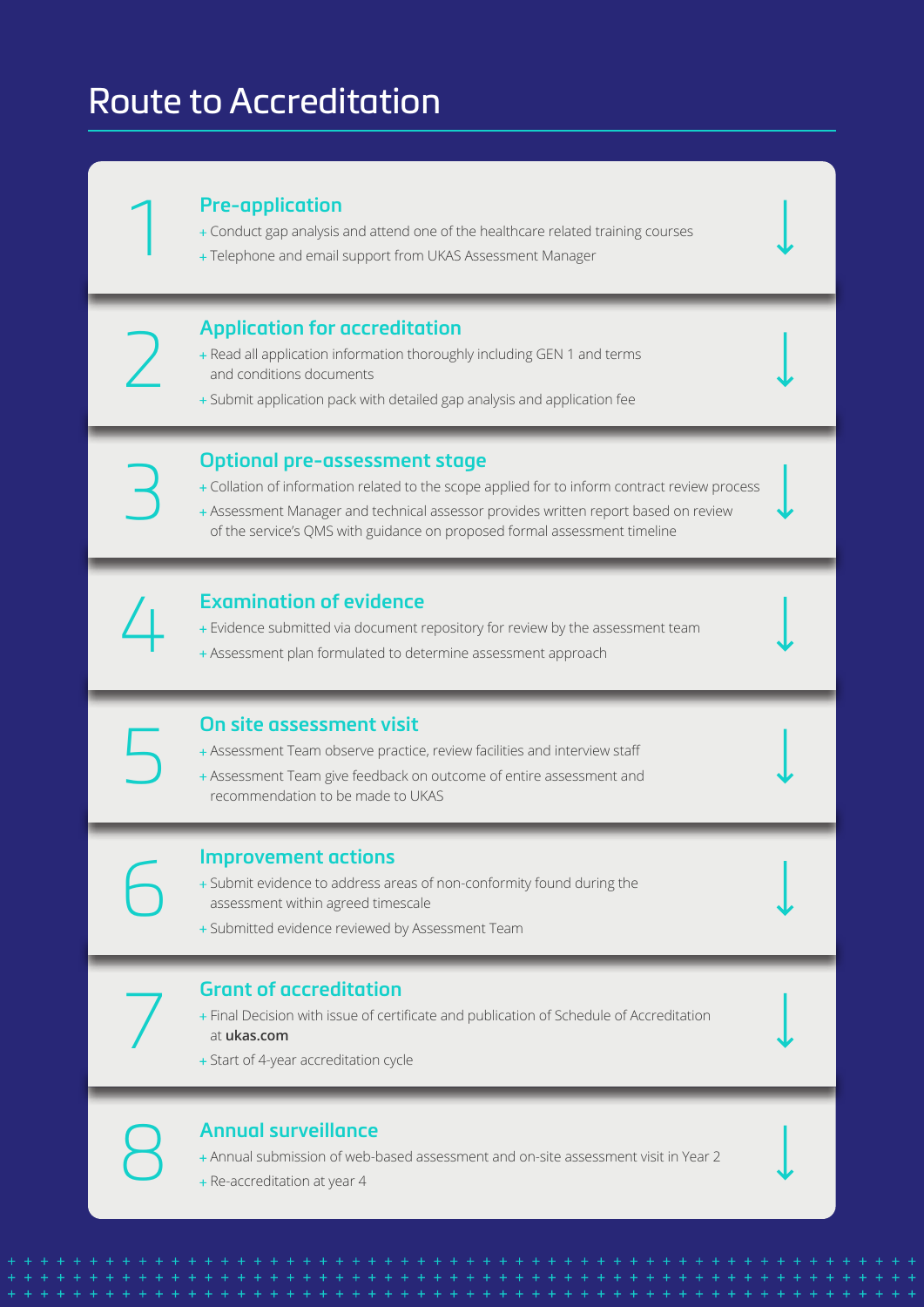# Route to Accreditation

## 1 Pre-application

- Conduct gap analysis and attend one of the healthcare related training courses
- Telephone and email support from UKAS Assessment Manager

## 2 Application for accreditation

- Read all application information thoroughly including GEN 1 and terms and conditions documents
- Submit application pack with detailed gap analysis and application fee

## 3 Optional pre-assessment stage

- Collation of information related to the scope applied for to inform contract review process
- Assessment Manager and technical assessor provides written report based on review of the service's QMS with guidance on proposed formal assessment timeline

## 4 Examination of evidence

- Evidence submitted via document repository for review by the assessment team
- Assessment plan formulated to determine assessment approach

## 5 On site assessment visit

- Assessment Team observe practice, review facilities and interview staff
- Assessment Team give feedback on outcome of entire assessment and recommendation to be made to UKAS

## 6 Improvement actions

- Submit evidence to address areas of non-conformity found during the assessment within agreed timescale
- Submitted evidence reviewed by Assessment Team

## 7 Grant of accreditation

- Final Decision with issue of certificate and publication of Schedule of Accreditation at **ukas.com**
- Start of 4-year accreditation cycle

## 8 Annual surveillance

- Annual submission of web-based assessment and on-site assessment visit in Year 2
- Re-accreditation at year 4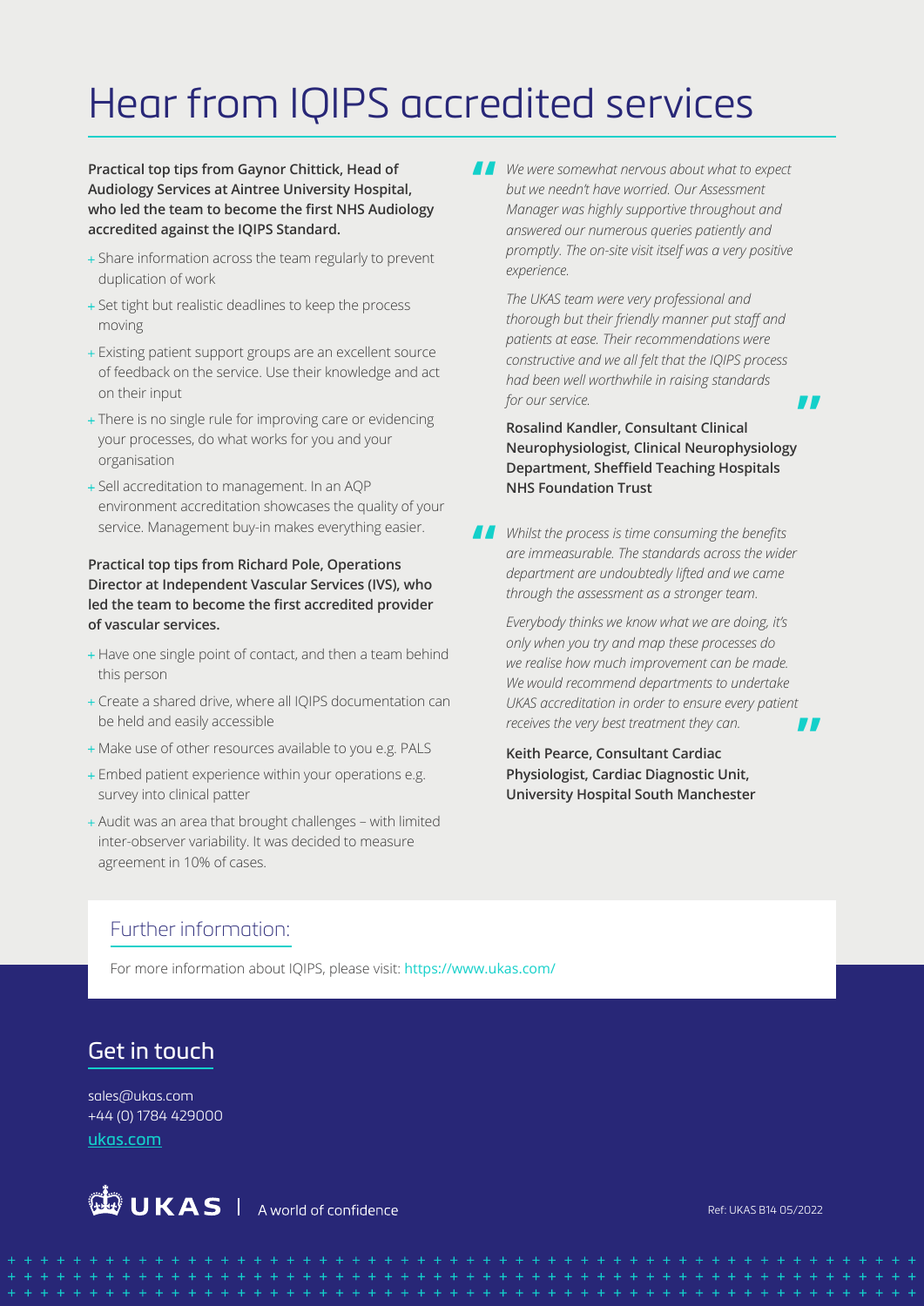# Hear from IQIPS accredited services

**Practical top tips from Gaynor Chittick, Head of Audiology Services at Aintree University Hospital, who led the team to become the first NHS Audiology accredited against the IQIPS Standard.**

- Share information across the team regularly to prevent duplication of work
- Set tight but realistic deadlines to keep the process moving
- Existing patient support groups are an excellent source of feedback on the service. Use their knowledge and act on their input
- There is no single rule for improving care or evidencing your processes, do what works for you and your organisation
- Sell accreditation to management. In an AQP environment accreditation showcases the quality of your service. Management buy-in makes everything easier.

**Practical top tips from Richard Pole, Operations Director at Independent Vascular Services (IVS), who led the team to become the first accredited provider of vascular services.**

- Have one single point of contact, and then a team behind this person
- Create a shared drive, where all IQIPS documentation can be held and easily accessible
- Make use of other resources available to you e.g. PALS
- Embed patient experience within your operations e.g. survey into clinical patter
- Audit was an area that brought challenges – with limited inter-observer variability. It was decided to measure agreement in 10% of cases.

> *We were somewhat nervous about what to expect but we needn't have worried. Our Assessment Manager was highly supportive throughout and answered our numerous queries patiently and promptly. The on-site visit itself was a very positive experience.*
>
> *The UKAS team were very professional and thorough but their friendly manner put staff and patients at ease. Their recommendations were constructive and we all felt that the IQIPS process had been well worthwhile in raising standards for our service.*

**Rosalind Kandler, Consultant Clinical Neurophysiologist, Clinical Neurophysiology Department, Sheffield Teaching Hospitals NHS Foundation Trust**

> *Whilst the process is time consuming the benefits are immeasurable. The standards across the wider department are undoubtedly lifted and we came through the assessment as a stronger team.*
>
> *Everybody thinks we know what we are doing, it's only when you try and map these processes do we realise how much improvement can be made. We would recommend departments to undertake UKAS accreditation in order to ensure every patient receives the very best treatment they can.*

**Keith Pearce, Consultant Cardiac Physiologist, Cardiac Diagnostic Unit, University Hospital South Manchester**

## Further information:

For more information about IQIPS, please visit: https://www.ukas.com/

## Get in touch

sales@ukas.com
+44 (0) 1784 429000
ukas.com

UKAS | A world of confidence

Ref: UKAS B14 05/2022